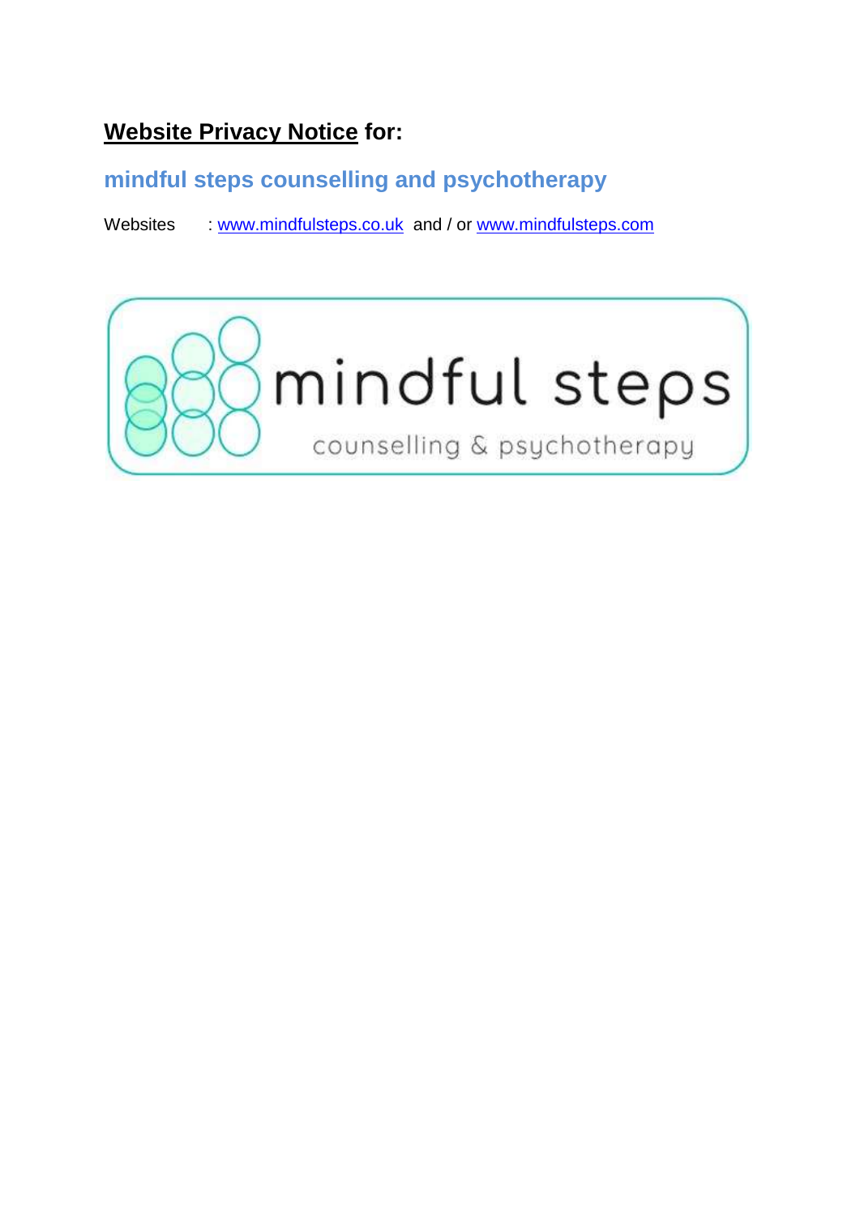# **Website Privacy Notice** for:

## mindful steps counselling and psychotherapy

Websites : www.mindfulsteps.co.uk and / or www.mindfulsteps.com

mindful steps

counselling & psychotherapy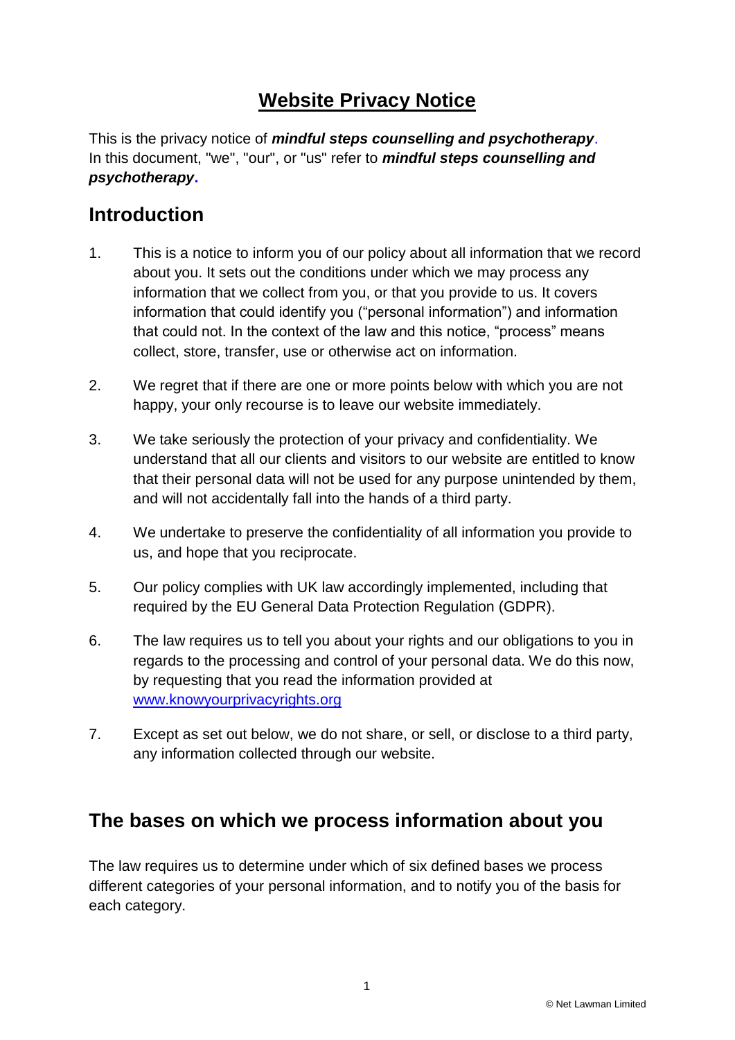# Website Privacy Notice

This is the privacy notice of ***mindful steps counselling and psychotherapy***. In this document, "we", "our", or "us" refer to ***mindful steps counselling and psychotherapy***.

## Introduction

1. This is a notice to inform you of our policy about all information that we record about you. It sets out the conditions under which we may process any information that we collect from you, or that you provide to us. It covers information that could identify you ("personal information") and information that could not. In the context of the law and this notice, "process" means collect, store, transfer, use or otherwise act on information.

2. We regret that if there are one or more points below with which you are not happy, your only recourse is to leave our website immediately.

3. We take seriously the protection of your privacy and confidentiality. We understand that all our clients and visitors to our website are entitled to know that their personal data will not be used for any purpose unintended by them, and will not accidentally fall into the hands of a third party.

4. We undertake to preserve the confidentiality of all information you provide to us, and hope that you reciprocate.

5. Our policy complies with UK law accordingly implemented, including that required by the EU General Data Protection Regulation (GDPR).

6. The law requires us to tell you about your rights and our obligations to you in regards to the processing and control of your personal data. We do this now, by requesting that you read the information provided at [www.knowyourprivacyrights.org](http://www.knowyourprivacyrights.org)

7. Except as set out below, we do not share, or sell, or disclose to a third party, any information collected through our website.

## The bases on which we process information about you

The law requires us to determine under which of six defined bases we process different categories of your personal information, and to notify you of the basis for each category.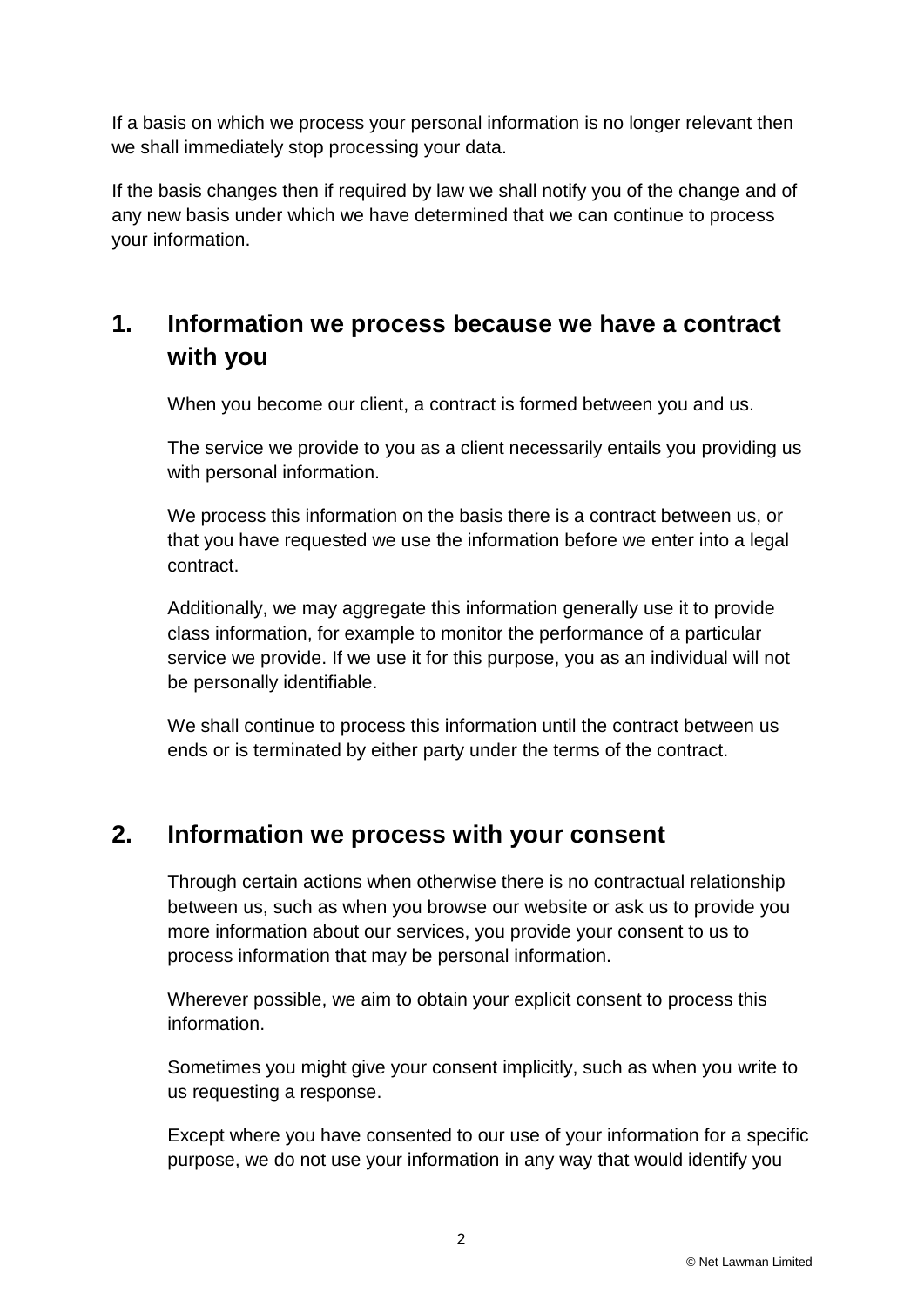If a basis on which we process your personal information is no longer relevant then we shall immediately stop processing your data.

If the basis changes then if required by law we shall notify you of the change and of any new basis under which we have determined that we can continue to process your information.

## 1. Information we process because we have a contract with you

When you become our client, a contract is formed between you and us.

The service we provide to you as a client necessarily entails you providing us with personal information.

We process this information on the basis there is a contract between us, or that you have requested we use the information before we enter into a legal contract.

Additionally, we may aggregate this information generally use it to provide class information, for example to monitor the performance of a particular service we provide. If we use it for this purpose, you as an individual will not be personally identifiable.

We shall continue to process this information until the contract between us ends or is terminated by either party under the terms of the contract.

## 2. Information we process with your consent

Through certain actions when otherwise there is no contractual relationship between us, such as when you browse our website or ask us to provide you more information about our services, you provide your consent to us to process information that may be personal information.

Wherever possible, we aim to obtain your explicit consent to process this information.

Sometimes you might give your consent implicitly, such as when you write to us requesting a response.

Except where you have consented to our use of your information for a specific purpose, we do not use your information in any way that would identify you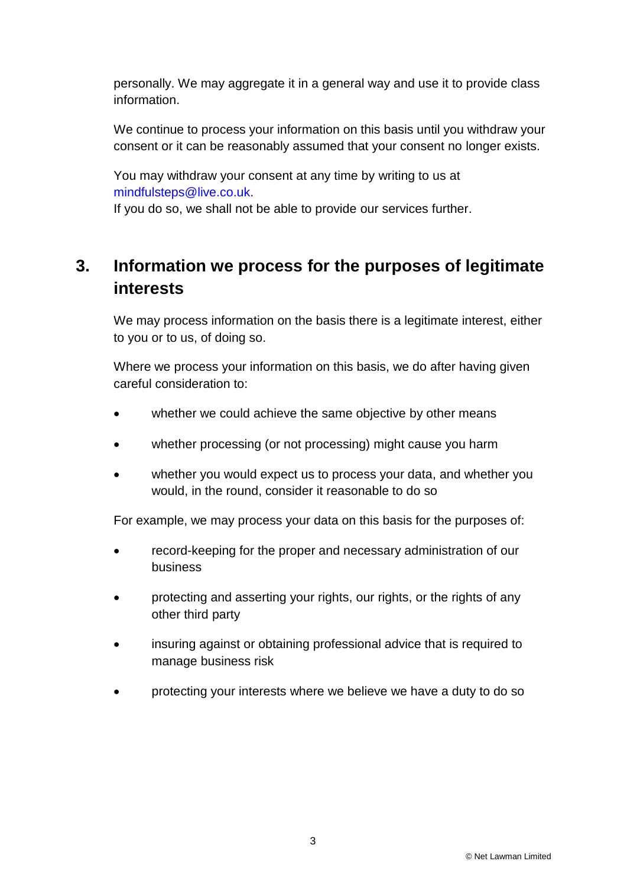personally. We may aggregate it in a general way and use it to provide class information.

We continue to process your information on this basis until you withdraw your consent or it can be reasonably assumed that your consent no longer exists.

You may withdraw your consent at any time by writing to us at mindfulsteps@live.co.uk.
If you do so, we shall not be able to provide our services further.

## 3. Information we process for the purposes of legitimate interests

We may process information on the basis there is a legitimate interest, either to you or to us, of doing so.

Where we process your information on this basis, we do after having given careful consideration to:

- whether we could achieve the same objective by other means
- whether processing (or not processing) might cause you harm
- whether you would expect us to process your data, and whether you would, in the round, consider it reasonable to do so

For example, we may process your data on this basis for the purposes of:

- record-keeping for the proper and necessary administration of our business
- protecting and asserting your rights, our rights, or the rights of any other third party
- insuring against or obtaining professional advice that is required to manage business risk
- protecting your interests where we believe we have a duty to do so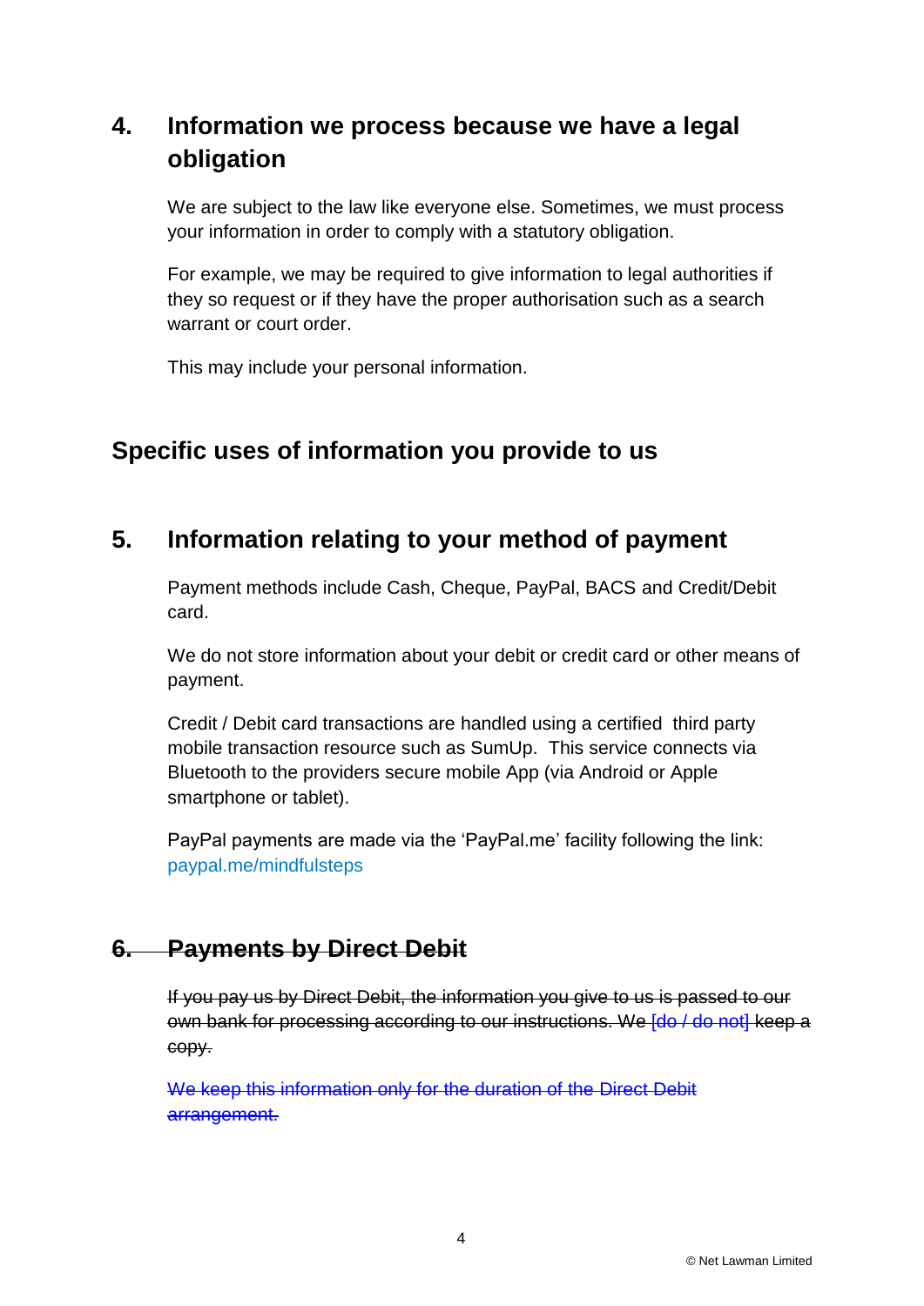## 4. Information we process because we have a legal obligation

We are subject to the law like everyone else. Sometimes, we must process your information in order to comply with a statutory obligation.

For example, we may be required to give information to legal authorities if they so request or if they have the proper authorisation such as a search warrant or court order.

This may include your personal information.

## Specific uses of information you provide to us

## 5. Information relating to your method of payment

Payment methods include Cash, Cheque, PayPal, BACS and Credit/Debit card.

We do not store information about your debit or credit card or other means of payment.

Credit / Debit card transactions are handled using a certified third party mobile transaction resource such as SumUp. This service connects via Bluetooth to the providers secure mobile App (via Android or Apple smartphone or tablet).

PayPal payments are made via the 'PayPal.me' facility following the link: paypal.me/mindfulsteps

## ~~6. Payments by Direct Debit~~

~~If you pay us by Direct Debit, the information you give to us is passed to our own bank for processing according to our instructions. We [do / do not] keep a copy.~~

~~We keep this information only for the duration of the Direct Debit arrangement.~~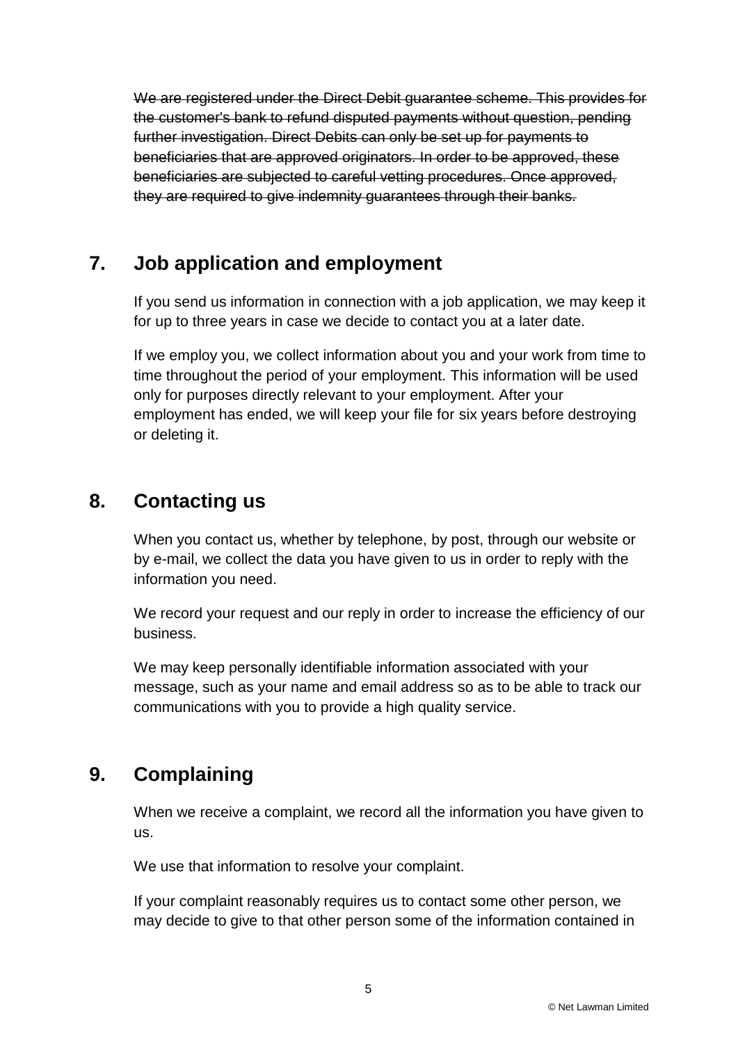~~We are registered under the Direct Debit guarantee scheme. This provides for the customer's bank to refund disputed payments without question, pending further investigation. Direct Debits can only be set up for payments to beneficiaries that are approved originators. In order to be approved, these beneficiaries are subjected to careful vetting procedures. Once approved, they are required to give indemnity guarantees through their banks.~~

## 7. Job application and employment

If you send us information in connection with a job application, we may keep it for up to three years in case we decide to contact you at a later date.

If we employ you, we collect information about you and your work from time to time throughout the period of your employment. This information will be used only for purposes directly relevant to your employment. After your employment has ended, we will keep your file for six years before destroying or deleting it.

## 8. Contacting us

When you contact us, whether by telephone, by post, through our website or by e-mail, we collect the data you have given to us in order to reply with the information you need.

We record your request and our reply in order to increase the efficiency of our business.

We may keep personally identifiable information associated with your message, such as your name and email address so as to be able to track our communications with you to provide a high quality service.

## 9. Complaining

When we receive a complaint, we record all the information you have given to us.

We use that information to resolve your complaint.

If your complaint reasonably requires us to contact some other person, we may decide to give to that other person some of the information contained in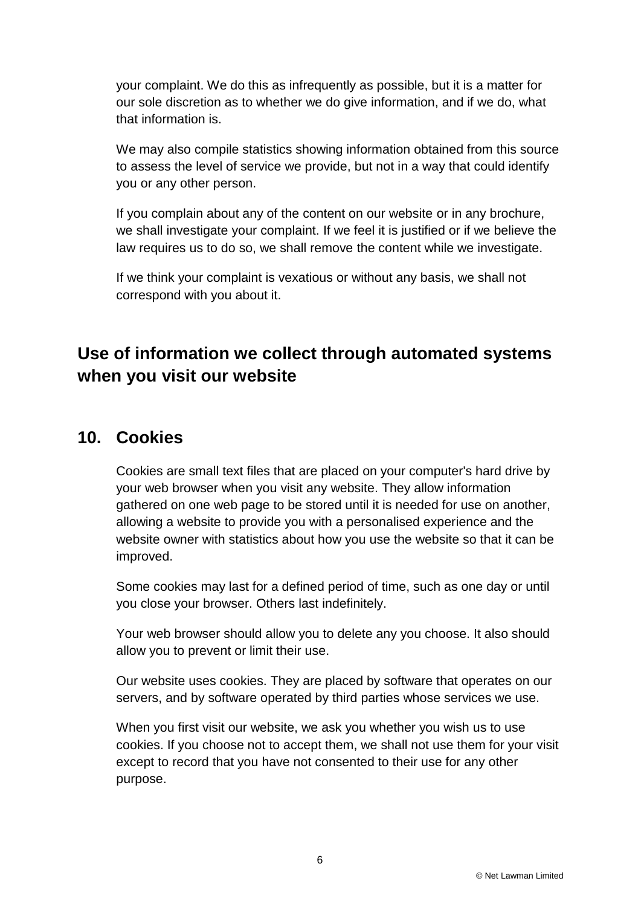your complaint. We do this as infrequently as possible, but it is a matter for our sole discretion as to whether we do give information, and if we do, what that information is.

We may also compile statistics showing information obtained from this source to assess the level of service we provide, but not in a way that could identify you or any other person.

If you complain about any of the content on our website or in any brochure, we shall investigate your complaint. If we feel it is justified or if we believe the law requires us to do so, we shall remove the content while we investigate.

If we think your complaint is vexatious or without any basis, we shall not correspond with you about it.

## Use of information we collect through automated systems when you visit our website

## 10. Cookies

Cookies are small text files that are placed on your computer's hard drive by your web browser when you visit any website. They allow information gathered on one web page to be stored until it is needed for use on another, allowing a website to provide you with a personalised experience and the website owner with statistics about how you use the website so that it can be improved.

Some cookies may last for a defined period of time, such as one day or until you close your browser. Others last indefinitely.

Your web browser should allow you to delete any you choose. It also should allow you to prevent or limit their use.

Our website uses cookies. They are placed by software that operates on our servers, and by software operated by third parties whose services we use.

When you first visit our website, we ask you whether you wish us to use cookies. If you choose not to accept them, we shall not use them for your visit except to record that you have not consented to their use for any other purpose.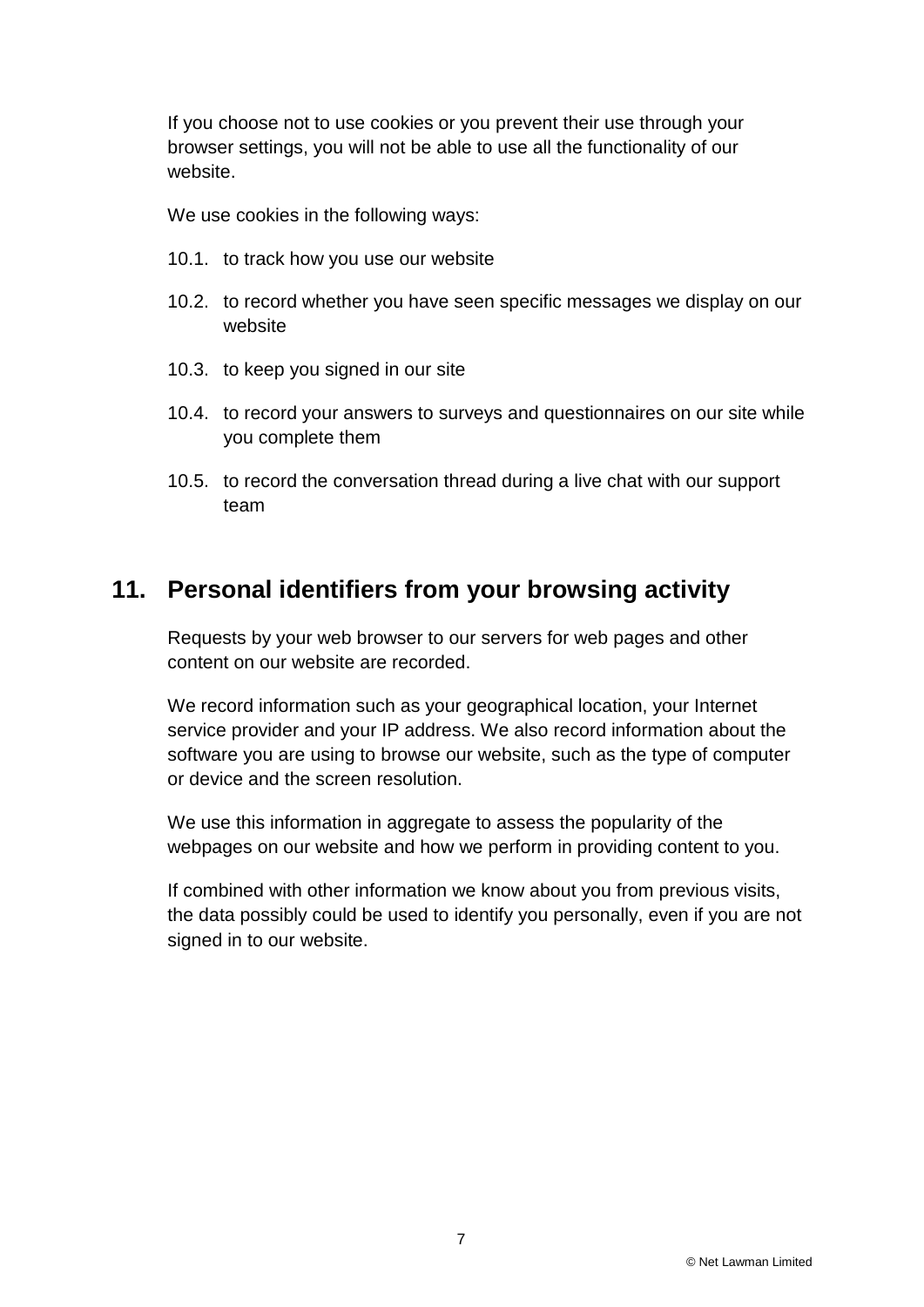If you choose not to use cookies or you prevent their use through your browser settings, you will not be able to use all the functionality of our website.

We use cookies in the following ways:

10.1. to track how you use our website

10.2. to record whether you have seen specific messages we display on our website

10.3. to keep you signed in our site

10.4. to record your answers to surveys and questionnaires on our site while you complete them

10.5. to record the conversation thread during a live chat with our support team

## 11. Personal identifiers from your browsing activity

Requests by your web browser to our servers for web pages and other content on our website are recorded.

We record information such as your geographical location, your Internet service provider and your IP address. We also record information about the software you are using to browse our website, such as the type of computer or device and the screen resolution.

We use this information in aggregate to assess the popularity of the webpages on our website and how we perform in providing content to you.

If combined with other information we know about you from previous visits, the data possibly could be used to identify you personally, even if you are not signed in to our website.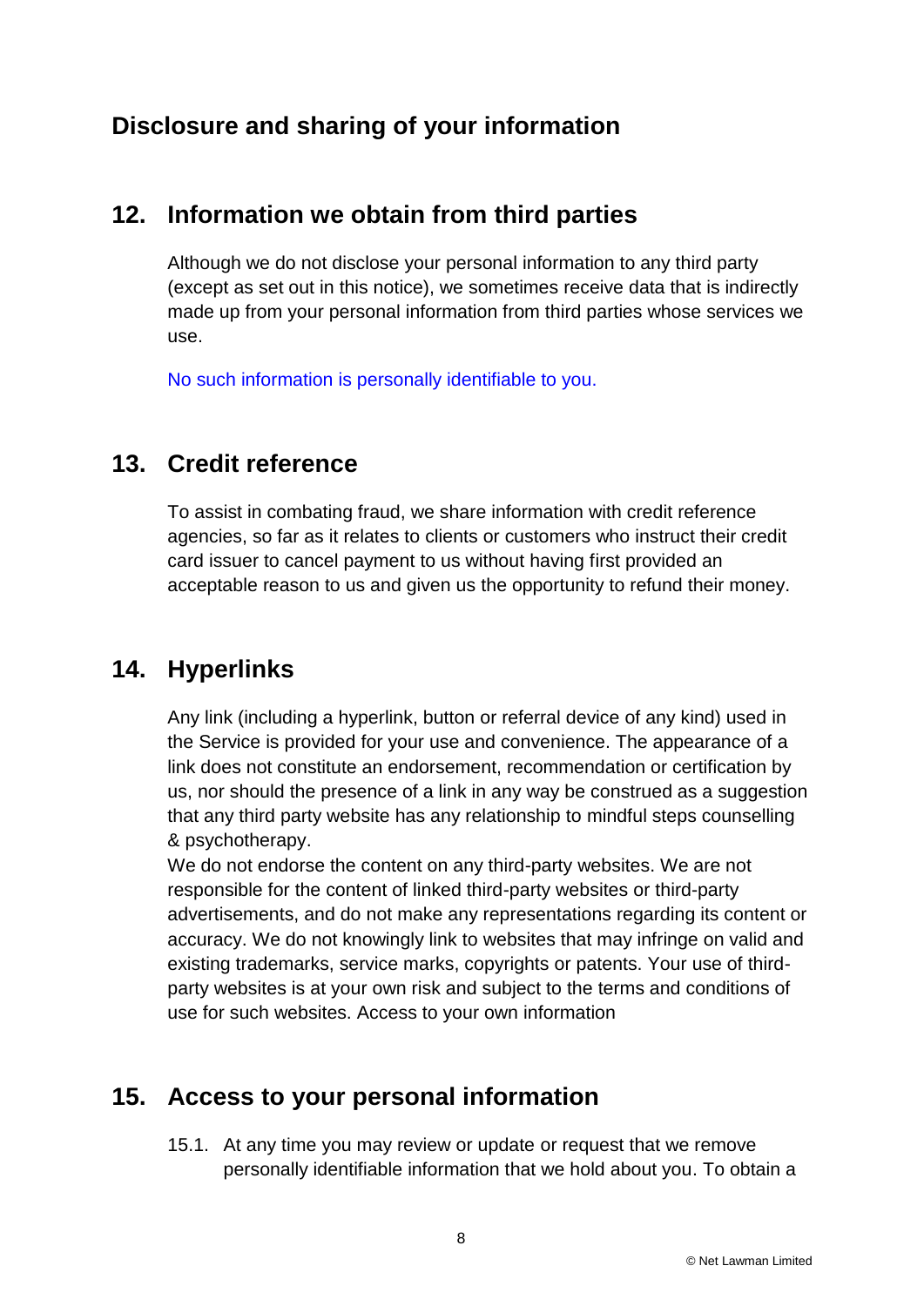## Disclosure and sharing of your information

## 12. Information we obtain from third parties

Although we do not disclose your personal information to any third party (except as set out in this notice), we sometimes receive data that is indirectly made up from your personal information from third parties whose services we use.

No such information is personally identifiable to you.

## 13. Credit reference

To assist in combating fraud, we share information with credit reference agencies, so far as it relates to clients or customers who instruct their credit card issuer to cancel payment to us without having first provided an acceptable reason to us and given us the opportunity to refund their money.

## 14. Hyperlinks

Any link (including a hyperlink, button or referral device of any kind) used in the Service is provided for your use and convenience. The appearance of a link does not constitute an endorsement, recommendation or certification by us, nor should the presence of a link in any way be construed as a suggestion that any third party website has any relationship to mindful steps counselling & psychotherapy.

We do not endorse the content on any third-party websites. We are not responsible for the content of linked third-party websites or third-party advertisements, and do not make any representations regarding its content or accuracy. We do not knowingly link to websites that may infringe on valid and existing trademarks, service marks, copyrights or patents. Your use of third-party websites is at your own risk and subject to the terms and conditions of use for such websites. Access to your own information

## 15. Access to your personal information

15.1. At any time you may review or update or request that we remove personally identifiable information that we hold about you. To obtain a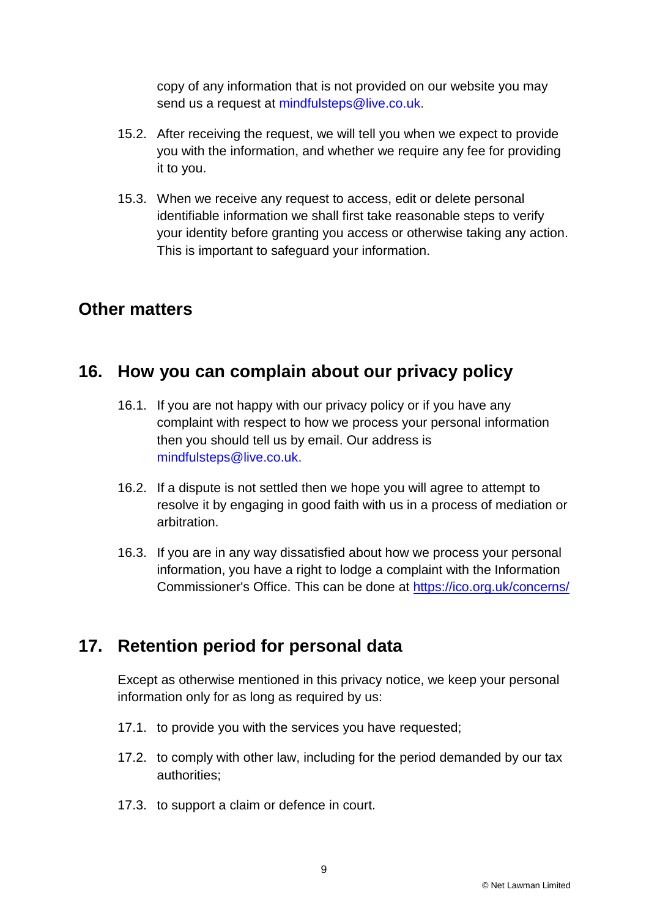copy of any information that is not provided on our website you may send us a request at mindfulsteps@live.co.uk.

15.2. After receiving the request, we will tell you when we expect to provide you with the information, and whether we require any fee for providing it to you.

15.3. When we receive any request to access, edit or delete personal identifiable information we shall first take reasonable steps to verify your identity before granting you access or otherwise taking any action. This is important to safeguard your information.

## Other matters

## 16. How you can complain about our privacy policy

16.1. If you are not happy with our privacy policy or if you have any complaint with respect to how we process your personal information then you should tell us by email. Our address is mindfulsteps@live.co.uk.

16.2. If a dispute is not settled then we hope you will agree to attempt to resolve it by engaging in good faith with us in a process of mediation or arbitration.

16.3. If you are in any way dissatisfied about how we process your personal information, you have a right to lodge a complaint with the Information Commissioner's Office. This can be done at https://ico.org.uk/concerns/

## 17. Retention period for personal data

Except as otherwise mentioned in this privacy notice, we keep your personal information only for as long as required by us:

17.1. to provide you with the services you have requested;

17.2. to comply with other law, including for the period demanded by our tax authorities;

17.3. to support a claim or defence in court.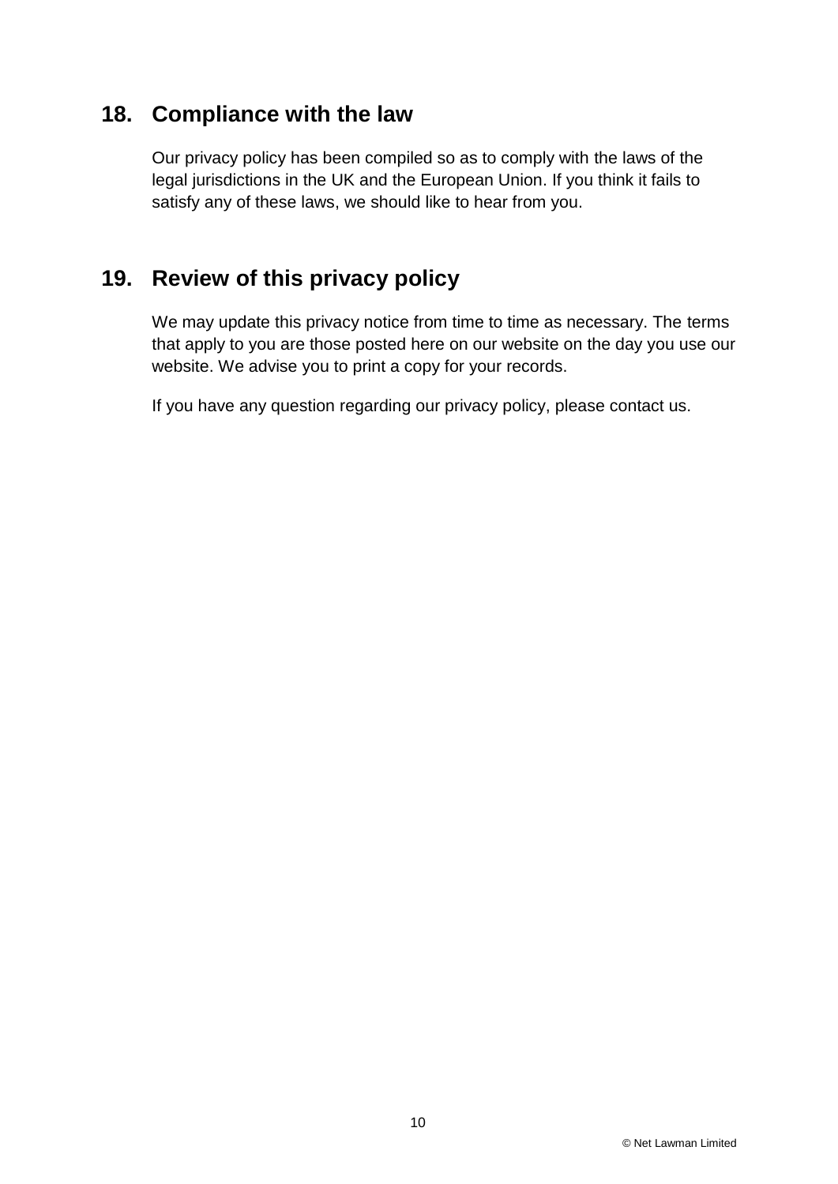## 18. Compliance with the law

Our privacy policy has been compiled so as to comply with the laws of the legal jurisdictions in the UK and the European Union. If you think it fails to satisfy any of these laws, we should like to hear from you.

## 19. Review of this privacy policy

We may update this privacy notice from time to time as necessary. The terms that apply to you are those posted here on our website on the day you use our website. We advise you to print a copy for your records.

If you have any question regarding our privacy policy, please contact us.